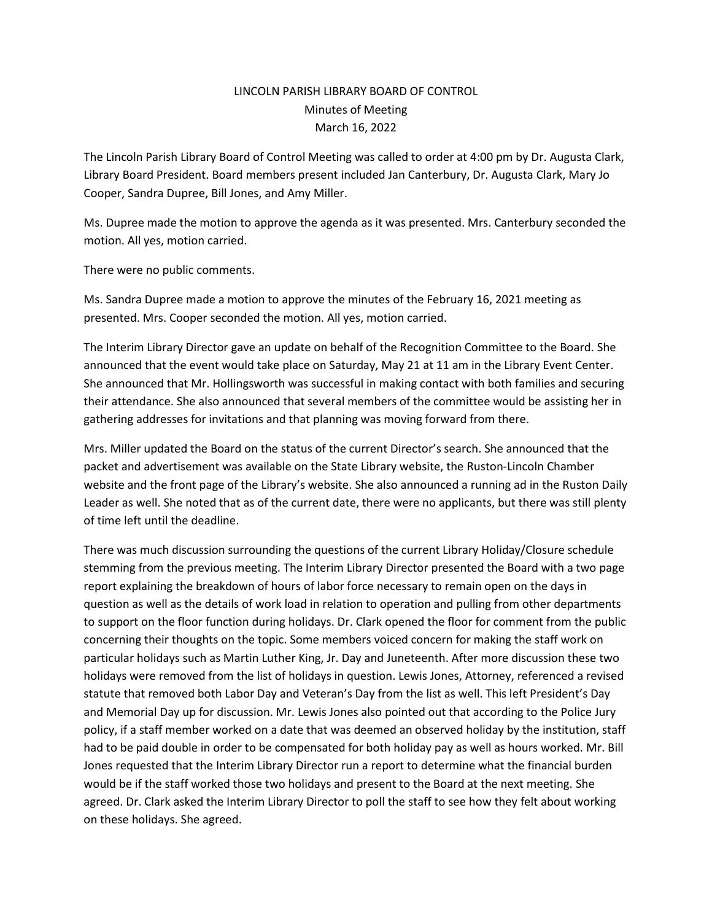# LINCOLN PARISH LIBRARY BOARD OF CONTROL

Minutes of Meeting

March 16, 2022

The Lincoln Parish Library Board of Control Meeting was called to order at 4:00 pm by Dr. Augusta Clark, Library Board President. Board members present included Jan Canterbury, Dr. Augusta Clark, Mary Jo Cooper, Sandra Dupree, Bill Jones, and Amy Miller.

Ms. Dupree made the motion to approve the agenda as it was presented. Mrs. Canterbury seconded the motion. All yes, motion carried.

There were no public comments.

Ms. Sandra Dupree made a motion to approve the minutes of the February 16, 2021 meeting as presented. Mrs. Cooper seconded the motion. All yes, motion carried.

The Interim Library Director gave an update on behalf of the Recognition Committee to the Board. She announced that the event would take place on Saturday, May 21 at 11 am in the Library Event Center. She announced that Mr. Hollingsworth was successful in making contact with both families and securing their attendance. She also announced that several members of the committee would be assisting her in gathering addresses for invitations and that planning was moving forward from there.

Mrs. Miller updated the Board on the status of the current Director's search. She announced that the packet and advertisement was available on the State Library website, the Ruston-Lincoln Chamber website and the front page of the Library's website. She also announced a running ad in the Ruston Daily Leader as well. She noted that as of the current date, there were no applicants, but there was still plenty of time left until the deadline.

There was much discussion surrounding the questions of the current Library Holiday/Closure schedule stemming from the previous meeting. The Interim Library Director presented the Board with a two page report explaining the breakdown of hours of labor force necessary to remain open on the days in question as well as the details of work load in relation to operation and pulling from other departments to support on the floor function during holidays. Dr. Clark opened the floor for comment from the public concerning their thoughts on the topic. Some members voiced concern for making the staff work on particular holidays such as Martin Luther King, Jr. Day and Juneteenth. After more discussion these two holidays were removed from the list of holidays in question. Lewis Jones, Attorney, referenced a revised statute that removed both Labor Day and Veteran's Day from the list as well. This left President's Day and Memorial Day up for discussion. Mr. Lewis Jones also pointed out that according to the Police Jury policy, if a staff member worked on a date that was deemed an observed holiday by the institution, staff had to be paid double in order to be compensated for both holiday pay as well as hours worked. Mr. Bill Jones requested that the Interim Library Director run a report to determine what the financial burden would be if the staff worked those two holidays and present to the Board at the next meeting. She agreed. Dr. Clark asked the Interim Library Director to poll the staff to see how they felt about working on these holidays. She agreed.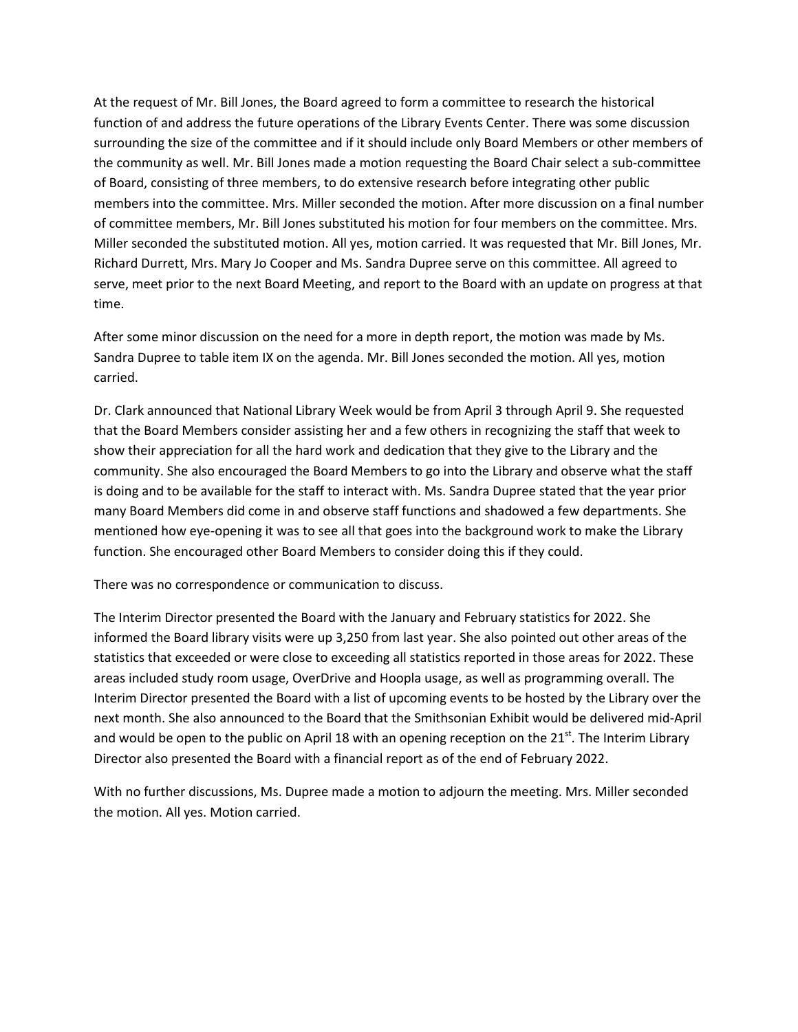At the request of Mr. Bill Jones, the Board agreed to form a committee to research the historical function of and address the future operations of the Library Events Center. There was some discussion surrounding the size of the committee and if it should include only Board Members or other members of the community as well. Mr. Bill Jones made a motion requesting the Board Chair select a sub-committee of Board, consisting of three members, to do extensive research before integrating other public members into the committee. Mrs. Miller seconded the motion. After more discussion on a final number of committee members, Mr. Bill Jones substituted his motion for four members on the committee. Mrs. Miller seconded the substituted motion. All yes, motion carried. It was requested that Mr. Bill Jones, Mr. Richard Durrett, Mrs. Mary Jo Cooper and Ms. Sandra Dupree serve on this committee. All agreed to serve, meet prior to the next Board Meeting, and report to the Board with an update on progress at that time.

After some minor discussion on the need for a more in depth report, the motion was made by Ms. Sandra Dupree to table item IX on the agenda. Mr. Bill Jones seconded the motion. All yes, motion carried.

Dr. Clark announced that National Library Week would be from April 3 through April 9. She requested that the Board Members consider assisting her and a few others in recognizing the staff that week to show their appreciation for all the hard work and dedication that they give to the Library and the community. She also encouraged the Board Members to go into the Library and observe what the staff is doing and to be available for the staff to interact with. Ms. Sandra Dupree stated that the year prior many Board Members did come in and observe staff functions and shadowed a few departments. She mentioned how eye-opening it was to see all that goes into the background work to make the Library function. She encouraged other Board Members to consider doing this if they could.

There was no correspondence or communication to discuss.

The Interim Director presented the Board with the January and February statistics for 2022. She informed the Board library visits were up 3,250 from last year. She also pointed out other areas of the statistics that exceeded or were close to exceeding all statistics reported in those areas for 2022. These areas included study room usage, OverDrive and Hoopla usage, as well as programming overall. The Interim Director presented the Board with a list of upcoming events to be hosted by the Library over the next month. She also announced to the Board that the Smithsonian Exhibit would be delivered mid-April and would be open to the public on April 18 with an opening reception on the 21st. The Interim Library Director also presented the Board with a financial report as of the end of February 2022.

With no further discussions, Ms. Dupree made a motion to adjourn the meeting. Mrs. Miller seconded the motion. All yes. Motion carried.